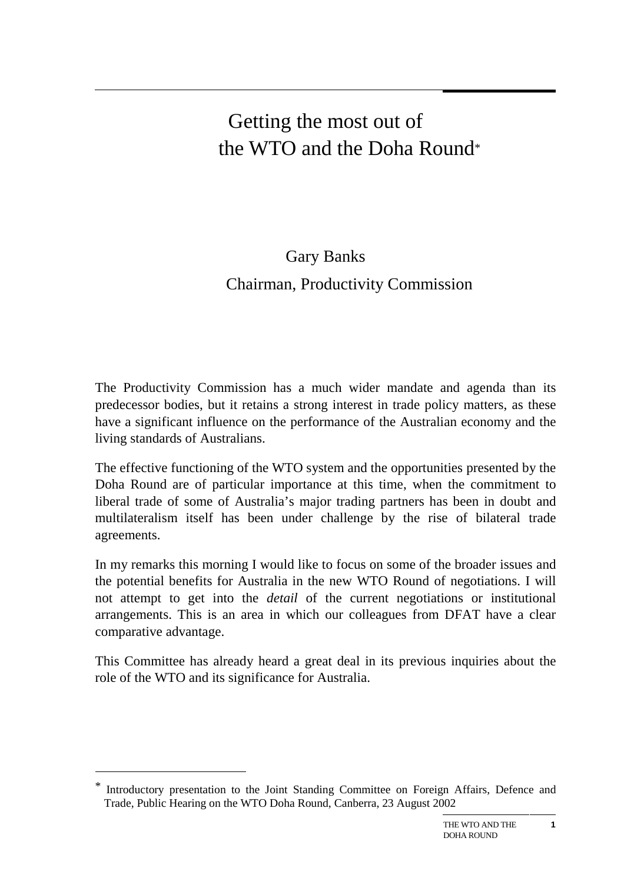# Getting the most out of the WTO and the Doha Round*

Gary Banks

Chairman, Productivity Commission

The Productivity Commission has a much wider mandate and agenda than its predecessor bodies, but it retains a strong interest in trade policy matters, as these have a significant influence on the performance of the Australian economy and the living standards of Australians.

The effective functioning of the WTO system and the opportunities presented by the Doha Round are of particular importance at this time, when the commitment to liberal trade of some of Australia's major trading partners has been in doubt and multilateralism itself has been under challenge by the rise of bilateral trade agreements.

In my remarks this morning I would like to focus on some of the broader issues and the potential benefits for Australia in the new WTO Round of negotiations. I will not attempt to get into the *detail* of the current negotiations or institutional arrangements. This is an area in which our colleagues from DFAT have a clear comparative advantage.

This Committee has already heard a great deal in its previous inquiries about the role of the WTO and its significance for Australia.

---

* Introductory presentation to the Joint Standing Committee on Foreign Affairs, Defence and Trade, Public Hearing on the WTO Doha Round, Canberra, 23 August 2002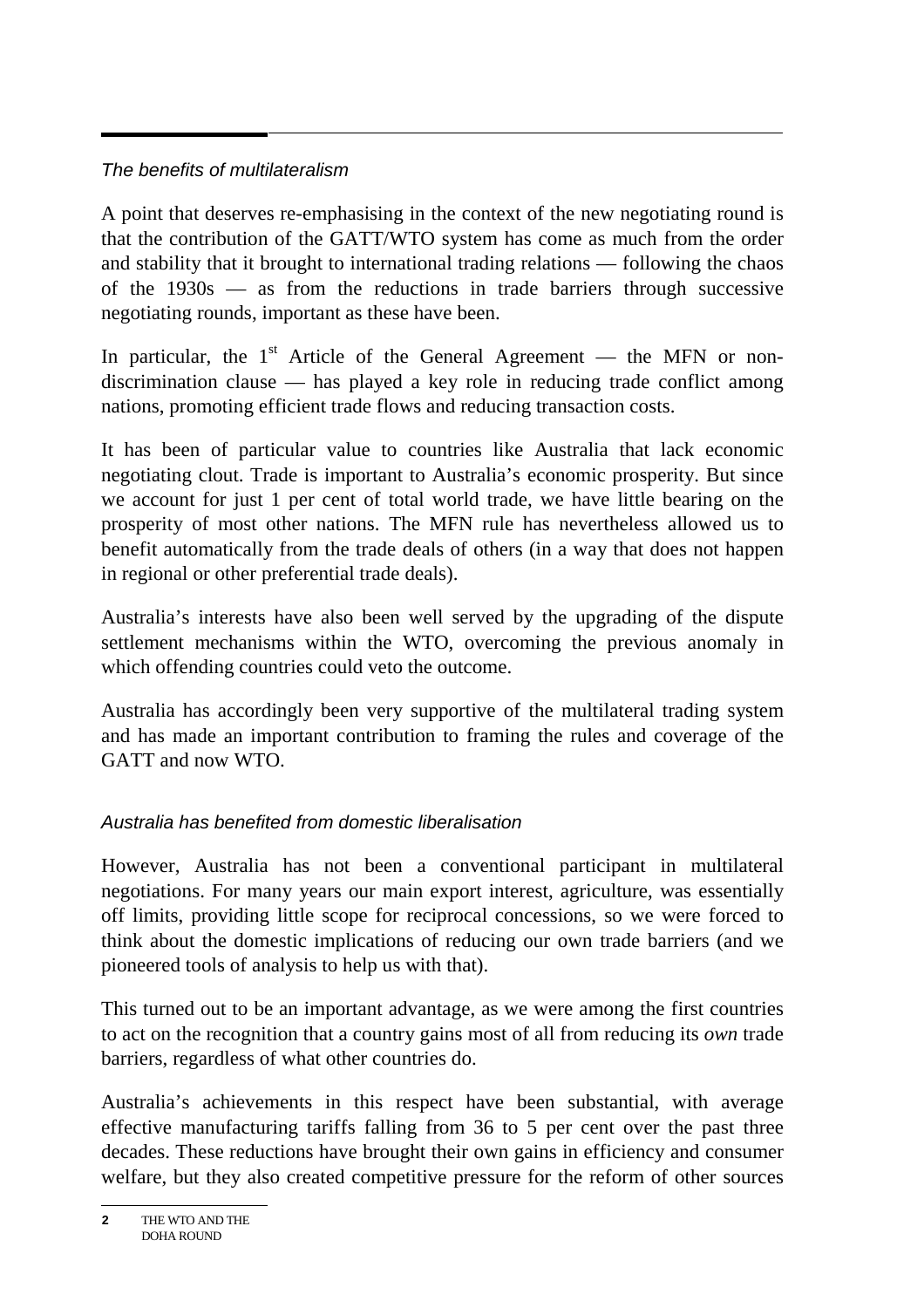*The benefits of multilateralism*

A point that deserves re-emphasising in the context of the new negotiating round is that the contribution of the GATT/WTO system has come as much from the order and stability that it brought to international trading relations — following the chaos of the 1930s — as from the reductions in trade barriers through successive negotiating rounds, important as these have been.

In particular, the 1st Article of the General Agreement — the MFN or non-discrimination clause — has played a key role in reducing trade conflict among nations, promoting efficient trade flows and reducing transaction costs.

It has been of particular value to countries like Australia that lack economic negotiating clout. Trade is important to Australia's economic prosperity. But since we account for just 1 per cent of total world trade, we have little bearing on the prosperity of most other nations. The MFN rule has nevertheless allowed us to benefit automatically from the trade deals of others (in a way that does not happen in regional or other preferential trade deals).

Australia's interests have also been well served by the upgrading of the dispute settlement mechanisms within the WTO, overcoming the previous anomaly in which offending countries could veto the outcome.

Australia has accordingly been very supportive of the multilateral trading system and has made an important contribution to framing the rules and coverage of the GATT and now WTO.

*Australia has benefited from domestic liberalisation*

However, Australia has not been a conventional participant in multilateral negotiations. For many years our main export interest, agriculture, was essentially off limits, providing little scope for reciprocal concessions, so we were forced to think about the domestic implications of reducing our own trade barriers (and we pioneered tools of analysis to help us with that).

This turned out to be an important advantage, as we were among the first countries to act on the recognition that a country gains most of all from reducing its *own* trade barriers, regardless of what other countries do.

Australia's achievements in this respect have been substantial, with average effective manufacturing tariffs falling from 36 to 5 per cent over the past three decades. These reductions have brought their own gains in efficiency and consumer welfare, but they also created competitive pressure for the reform of other sources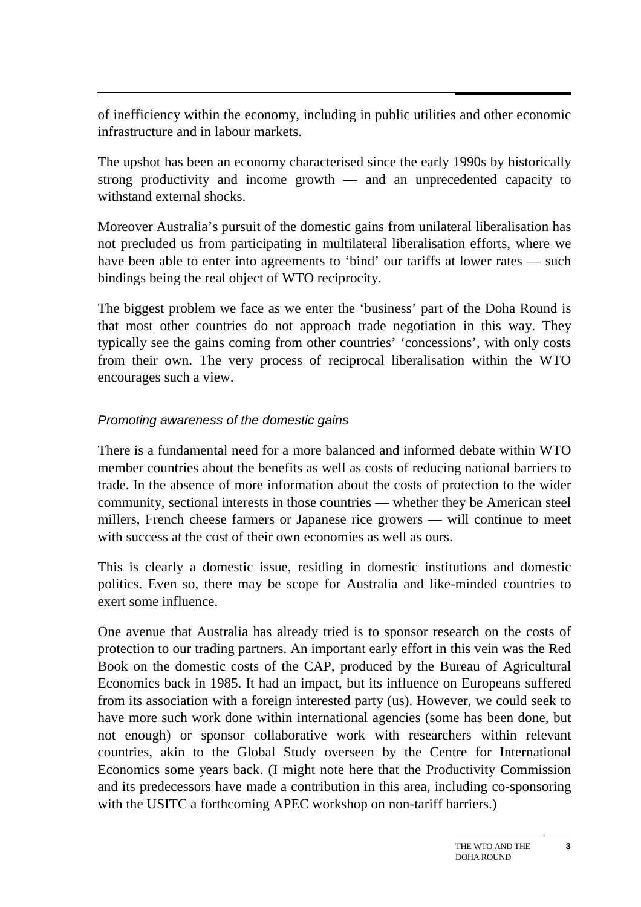of inefficiency within the economy, including in public utilities and other economic infrastructure and in labour markets.

The upshot has been an economy characterised since the early 1990s by historically strong productivity and income growth — and an unprecedented capacity to withstand external shocks.

Moreover Australia's pursuit of the domestic gains from unilateral liberalisation has not precluded us from participating in multilateral liberalisation efforts, where we have been able to enter into agreements to 'bind' our tariffs at lower rates — such bindings being the real object of WTO reciprocity.

The biggest problem we face as we enter the 'business' part of the Doha Round is that most other countries do not approach trade negotiation in this way. They typically see the gains coming from other countries' 'concessions', with only costs from their own. The very process of reciprocal liberalisation within the WTO encourages such a view.

### *Promoting awareness of the domestic gains*

There is a fundamental need for a more balanced and informed debate within WTO member countries about the benefits as well as costs of reducing national barriers to trade. In the absence of more information about the costs of protection to the wider community, sectional interests in those countries — whether they be American steel millers, French cheese farmers or Japanese rice growers — will continue to meet with success at the cost of their own economies as well as ours.

This is clearly a domestic issue, residing in domestic institutions and domestic politics. Even so, there may be scope for Australia and like-minded countries to exert some influence.

One avenue that Australia has already tried is to sponsor research on the costs of protection to our trading partners. An important early effort in this vein was the Red Book on the domestic costs of the CAP, produced by the Bureau of Agricultural Economics back in 1985. It had an impact, but its influence on Europeans suffered from its association with a foreign interested party (us). However, we could seek to have more such work done within international agencies (some has been done, but not enough) or sponsor collaborative work with researchers within relevant countries, akin to the Global Study overseen by the Centre for International Economics some years back. (I might note here that the Productivity Commission and its predecessors have made a contribution in this area, including co-sponsoring with the USITC a forthcoming APEC workshop on non-tariff barriers.)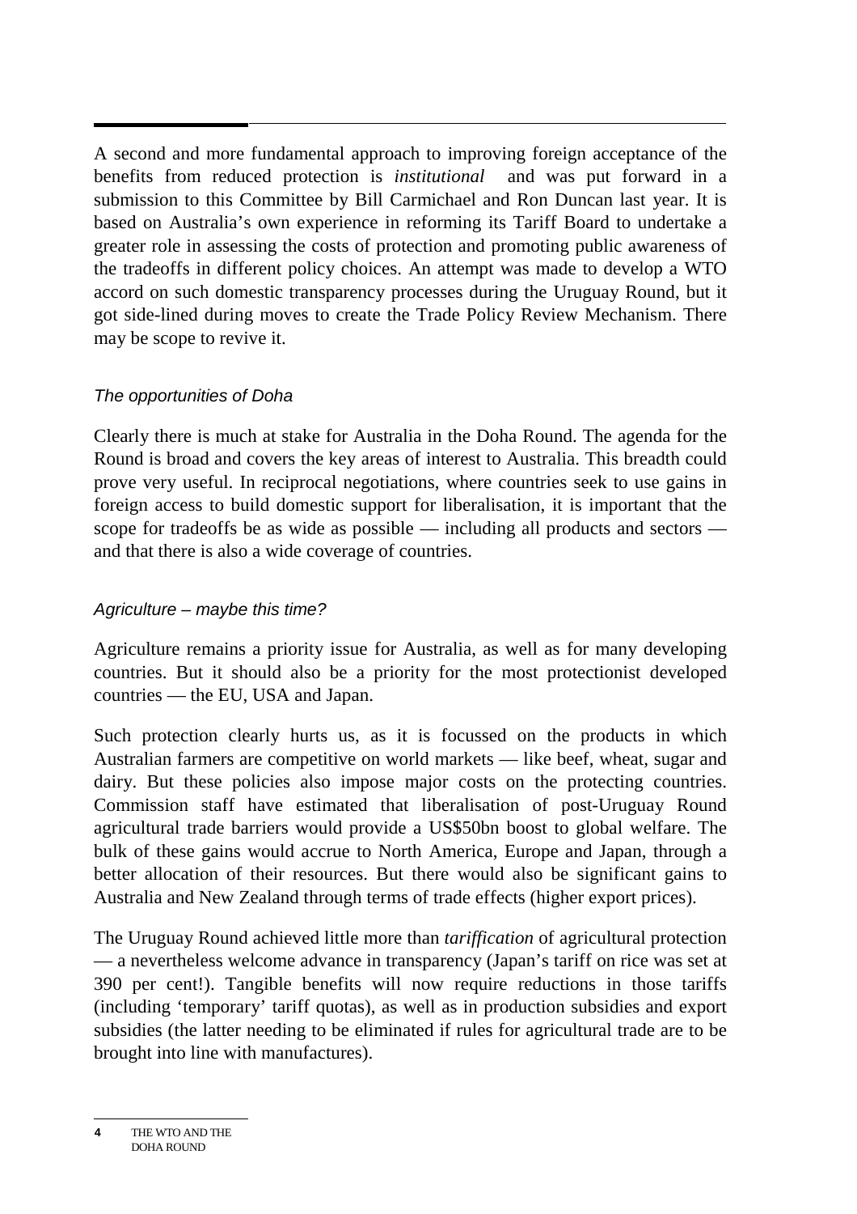A second and more fundamental approach to improving foreign acceptance of the benefits from reduced protection is *institutional* and was put forward in a submission to this Committee by Bill Carmichael and Ron Duncan last year. It is based on Australia's own experience in reforming its Tariff Board to undertake a greater role in assessing the costs of protection and promoting public awareness of the tradeoffs in different policy choices. An attempt was made to develop a WTO accord on such domestic transparency processes during the Uruguay Round, but it got side-lined during moves to create the Trade Policy Review Mechanism. There may be scope to revive it.

### *The opportunities of Doha*

Clearly there is much at stake for Australia in the Doha Round. The agenda for the Round is broad and covers the key areas of interest to Australia. This breadth could prove very useful. In reciprocal negotiations, where countries seek to use gains in foreign access to build domestic support for liberalisation, it is important that the scope for tradeoffs be as wide as possible — including all products and sectors — and that there is also a wide coverage of countries.

### *Agriculture – maybe this time?*

Agriculture remains a priority issue for Australia, as well as for many developing countries. But it should also be a priority for the most protectionist developed countries — the EU, USA and Japan.

Such protection clearly hurts us, as it is focussed on the products in which Australian farmers are competitive on world markets — like beef, wheat, sugar and dairy. But these policies also impose major costs on the protecting countries. Commission staff have estimated that liberalisation of post-Uruguay Round agricultural trade barriers would provide a US$50bn boost to global welfare. The bulk of these gains would accrue to North America, Europe and Japan, through a better allocation of their resources. But there would also be significant gains to Australia and New Zealand through terms of trade effects (higher export prices).

The Uruguay Round achieved little more than *tariffication* of agricultural protection — a nevertheless welcome advance in transparency (Japan's tariff on rice was set at 390 per cent!). Tangible benefits will now require reductions in those tariffs (including 'temporary' tariff quotas), as well as in production subsidies and export subsidies (the latter needing to be eliminated if rules for agricultural trade are to be brought into line with manufactures).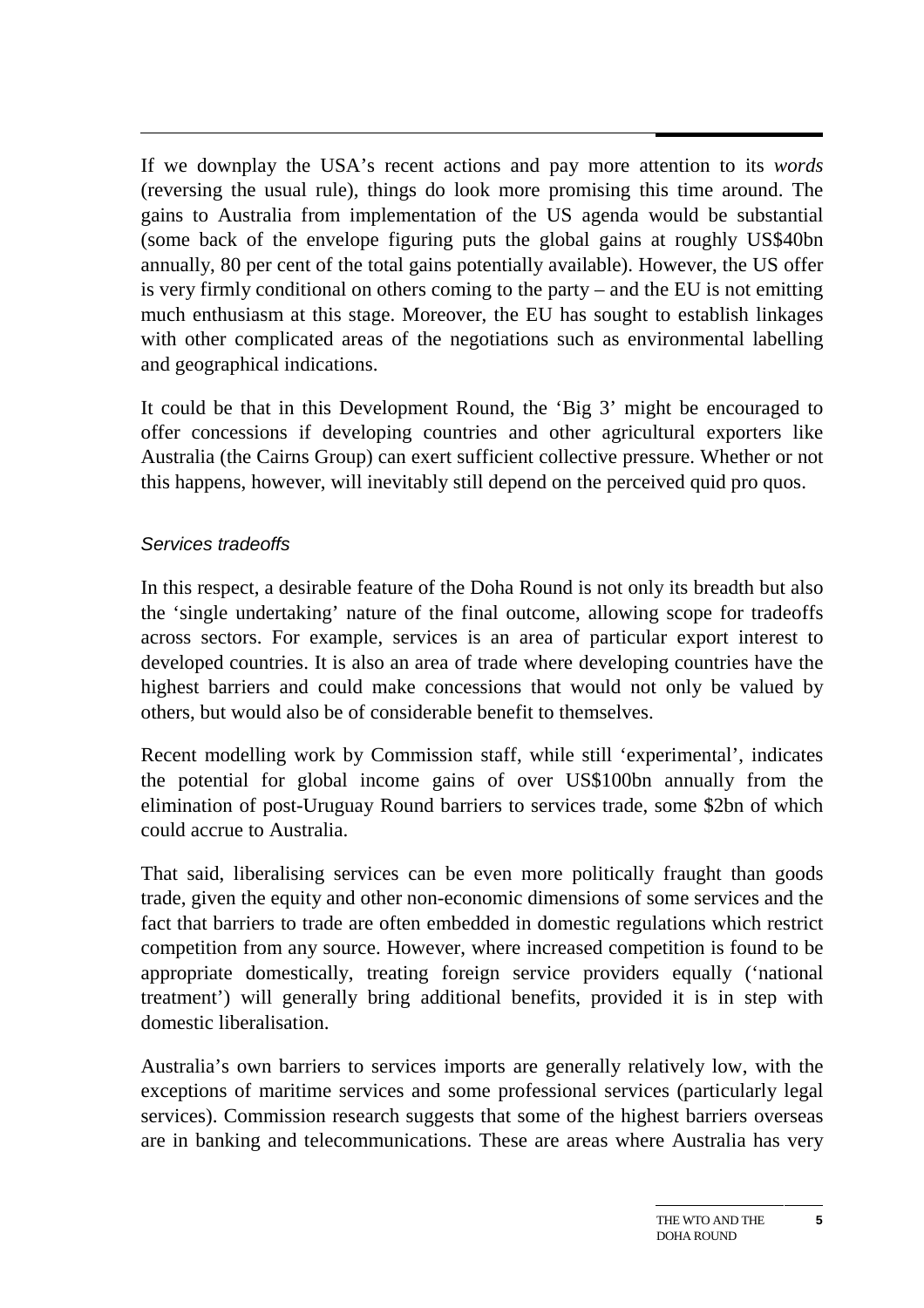If we downplay the USA's recent actions and pay more attention to its *words* (reversing the usual rule), things do look more promising this time around. The gains to Australia from implementation of the US agenda would be substantial (some back of the envelope figuring puts the global gains at roughly US$40bn annually, 80 per cent of the total gains potentially available). However, the US offer is very firmly conditional on others coming to the party – and the EU is not emitting much enthusiasm at this stage. Moreover, the EU has sought to establish linkages with other complicated areas of the negotiations such as environmental labelling and geographical indications.

It could be that in this Development Round, the 'Big 3' might be encouraged to offer concessions if developing countries and other agricultural exporters like Australia (the Cairns Group) can exert sufficient collective pressure. Whether or not this happens, however, will inevitably still depend on the perceived quid pro quos.

### *Services tradeoffs*

In this respect, a desirable feature of the Doha Round is not only its breadth but also the 'single undertaking' nature of the final outcome, allowing scope for tradeoffs across sectors. For example, services is an area of particular export interest to developed countries. It is also an area of trade where developing countries have the highest barriers and could make concessions that would not only be valued by others, but would also be of considerable benefit to themselves.

Recent modelling work by Commission staff, while still 'experimental', indicates the potential for global income gains of over US$100bn annually from the elimination of post-Uruguay Round barriers to services trade, some $2bn of which could accrue to Australia.

That said, liberalising services can be even more politically fraught than goods trade, given the equity and other non-economic dimensions of some services and the fact that barriers to trade are often embedded in domestic regulations which restrict competition from any source. However, where increased competition is found to be appropriate domestically, treating foreign service providers equally ('national treatment') will generally bring additional benefits, provided it is in step with domestic liberalisation.

Australia's own barriers to services imports are generally relatively low, with the exceptions of maritime services and some professional services (particularly legal services). Commission research suggests that some of the highest barriers overseas are in banking and telecommunications. These are areas where Australia has very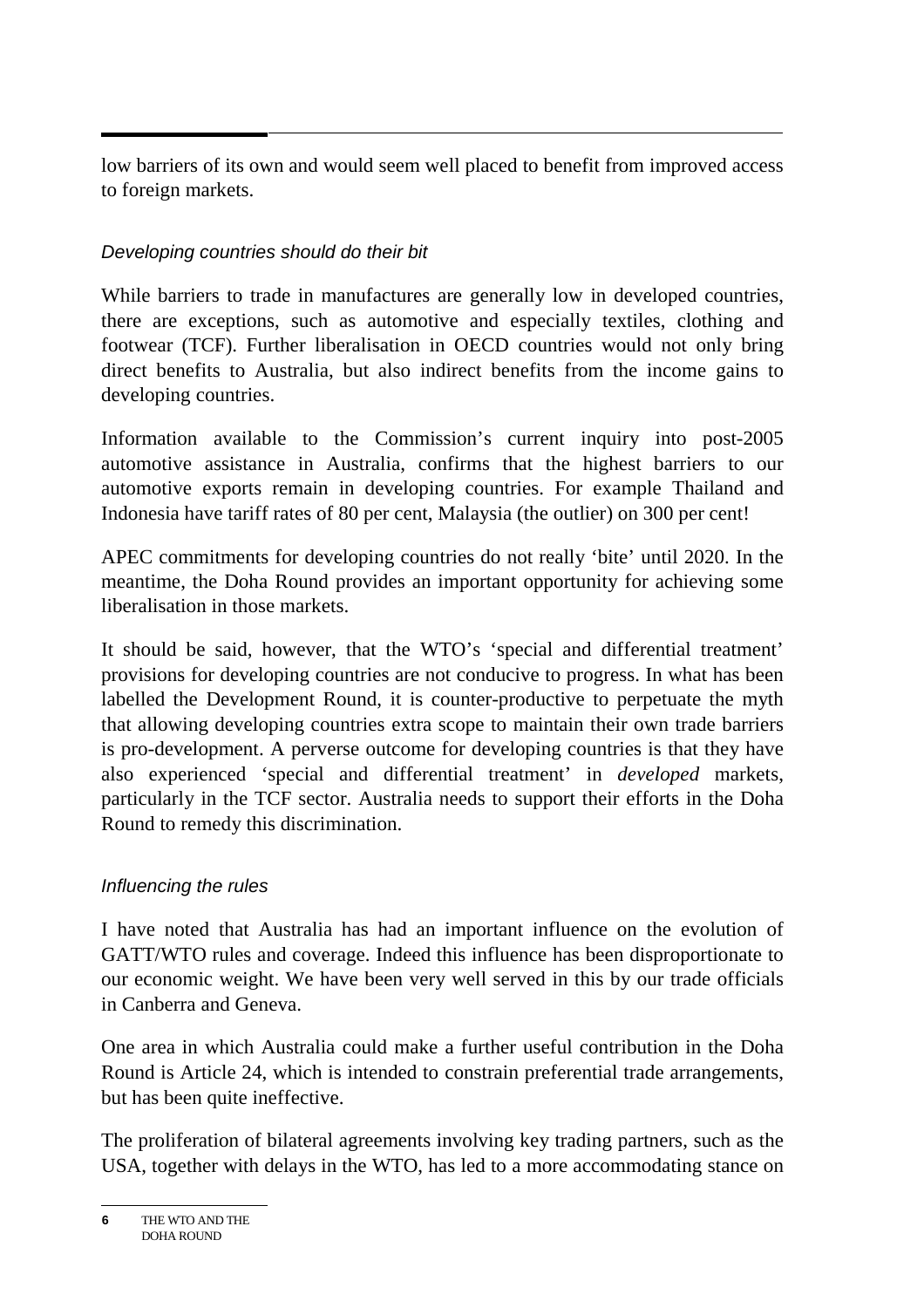low barriers of its own and would seem well placed to benefit from improved access to foreign markets.

### *Developing countries should do their bit*

While barriers to trade in manufactures are generally low in developed countries, there are exceptions, such as automotive and especially textiles, clothing and footwear (TCF). Further liberalisation in OECD countries would not only bring direct benefits to Australia, but also indirect benefits from the income gains to developing countries.

Information available to the Commission's current inquiry into post-2005 automotive assistance in Australia, confirms that the highest barriers to our automotive exports remain in developing countries. For example Thailand and Indonesia have tariff rates of 80 per cent, Malaysia (the outlier) on 300 per cent!

APEC commitments for developing countries do not really 'bite' until 2020. In the meantime, the Doha Round provides an important opportunity for achieving some liberalisation in those markets.

It should be said, however, that the WTO's 'special and differential treatment' provisions for developing countries are not conducive to progress. In what has been labelled the Development Round, it is counter-productive to perpetuate the myth that allowing developing countries extra scope to maintain their own trade barriers is pro-development. A perverse outcome for developing countries is that they have also experienced 'special and differential treatment' in *developed* markets, particularly in the TCF sector. Australia needs to support their efforts in the Doha Round to remedy this discrimination.

### *Influencing the rules*

I have noted that Australia has had an important influence on the evolution of GATT/WTO rules and coverage. Indeed this influence has been disproportionate to our economic weight. We have been very well served in this by our trade officials in Canberra and Geneva.

One area in which Australia could make a further useful contribution in the Doha Round is Article 24, which is intended to constrain preferential trade arrangements, but has been quite ineffective.

The proliferation of bilateral agreements involving key trading partners, such as the USA, together with delays in the WTO, has led to a more accommodating stance on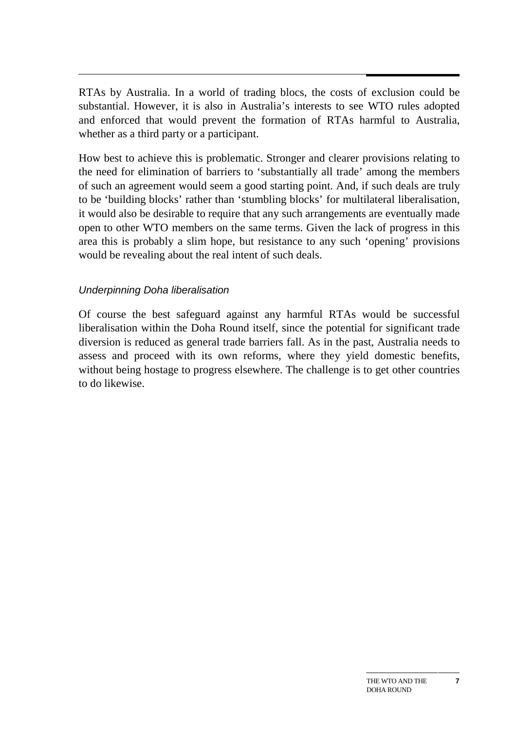RTAs by Australia. In a world of trading blocs, the costs of exclusion could be substantial. However, it is also in Australia's interests to see WTO rules adopted and enforced that would prevent the formation of RTAs harmful to Australia, whether as a third party or a participant.

How best to achieve this is problematic. Stronger and clearer provisions relating to the need for elimination of barriers to 'substantially all trade' among the members of such an agreement would seem a good starting point. And, if such deals are truly to be 'building blocks' rather than 'stumbling blocks' for multilateral liberalisation, it would also be desirable to require that any such arrangements are eventually made open to other WTO members on the same terms. Given the lack of progress in this area this is probably a slim hope, but resistance to any such 'opening' provisions would be revealing about the real intent of such deals.

### *Underpinning Doha liberalisation*

Of course the best safeguard against any harmful RTAs would be successful liberalisation within the Doha Round itself, since the potential for significant trade diversion is reduced as general trade barriers fall. As in the past, Australia needs to assess and proceed with its own reforms, where they yield domestic benefits, without being hostage to progress elsewhere. The challenge is to get other countries to do likewise.